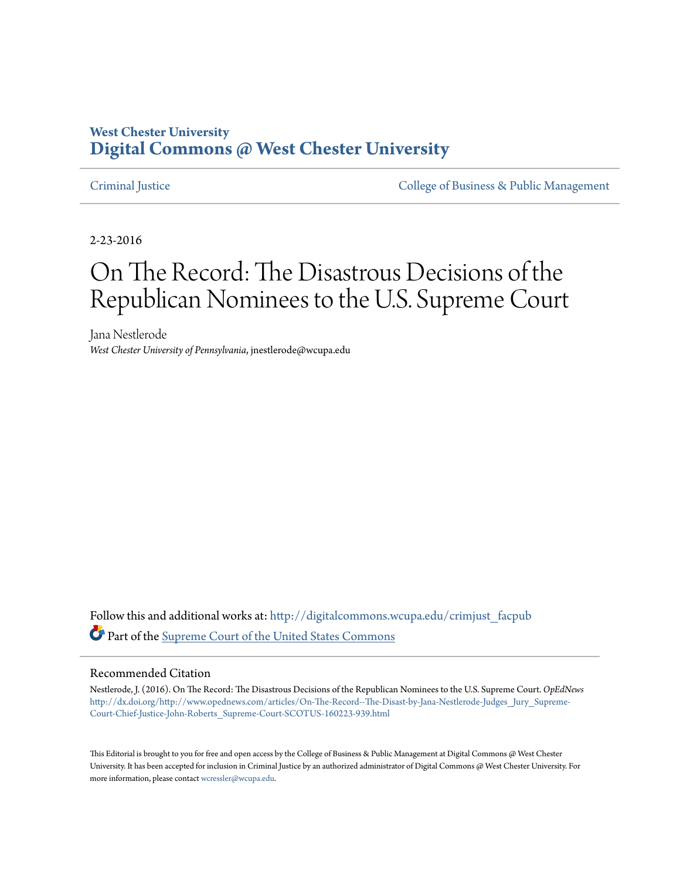**West Chester University**
**Digital Commons @ West Chester University**

---

Criminal Justice | College of Business & Public Management

---

2-23-2016

# On The Record: The Disastrous Decisions of the Republican Nominees to the U.S. Supreme Court

Jana Nestlerode
*West Chester University of Pennsylvania*, jnestlerode@wcupa.edu

Follow this and additional works at: http://digitalcommons.wcupa.edu/crimjust_facpub

Part of the Supreme Court of the United States Commons

---

## Recommended Citation

Nestlerode, J. (2016). On The Record: The Disastrous Decisions of the Republican Nominees to the U.S. Supreme Court. *OpEdNews* http://dx.doi.org/http://www.opednews.com/articles/On-The-Record--The-Disast-by-Jana-Nestlerode-Judges_Jury_Supreme-Court-Chief-Justice-John-Roberts_Supreme-Court-SCOTUS-160223-939.html

This Editorial is brought to you for free and open access by the College of Business & Public Management at Digital Commons @ West Chester University. It has been accepted for inclusion in Criminal Justice by an authorized administrator of Digital Commons @ West Chester University. For more information, please contact wcressler@wcupa.edu.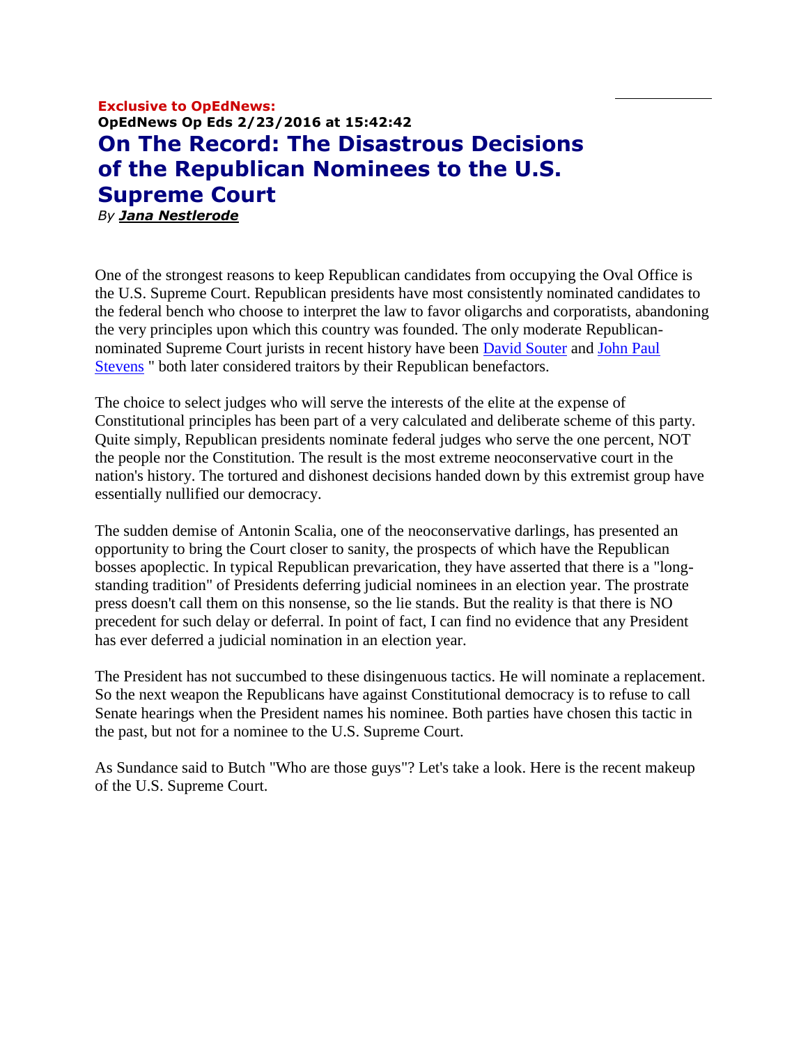**Exclusive to OpEdNews:**
**OpEdNews Op Eds 2/23/2016 at 15:42:42**

# On The Record: The Disastrous Decisions of the Republican Nominees to the U.S. Supreme Court

*By **Jana Nestlerode***

One of the strongest reasons to keep Republican candidates from occupying the Oval Office is the U.S. Supreme Court. Republican presidents have most consistently nominated candidates to the federal bench who choose to interpret the law to favor oligarchs and corporatists, abandoning the very principles upon which this country was founded. The only moderate Republican-nominated Supreme Court jurists in recent history have been David Souter and John Paul Stevens " both later considered traitors by their Republican benefactors.

The choice to select judges who will serve the interests of the elite at the expense of Constitutional principles has been part of a very calculated and deliberate scheme of this party. Quite simply, Republican presidents nominate federal judges who serve the one percent, NOT the people nor the Constitution. The result is the most extreme neoconservative court in the nation's history. The tortured and dishonest decisions handed down by this extremist group have essentially nullified our democracy.

The sudden demise of Antonin Scalia, one of the neoconservative darlings, has presented an opportunity to bring the Court closer to sanity, the prospects of which have the Republican bosses apoplectic. In typical Republican prevarication, they have asserted that there is a "long-standing tradition" of Presidents deferring judicial nominees in an election year. The prostrate press doesn't call them on this nonsense, so the lie stands. But the reality is that there is NO precedent for such delay or deferral. In point of fact, I can find no evidence that any President has ever deferred a judicial nomination in an election year.

The President has not succumbed to these disingenuous tactics. He will nominate a replacement. So the next weapon the Republicans have against Constitutional democracy is to refuse to call Senate hearings when the President names his nominee. Both parties have chosen this tactic in the past, but not for a nominee to the U.S. Supreme Court.

As Sundance said to Butch "Who are those guys"? Let's take a look. Here is the recent makeup of the U.S. Supreme Court.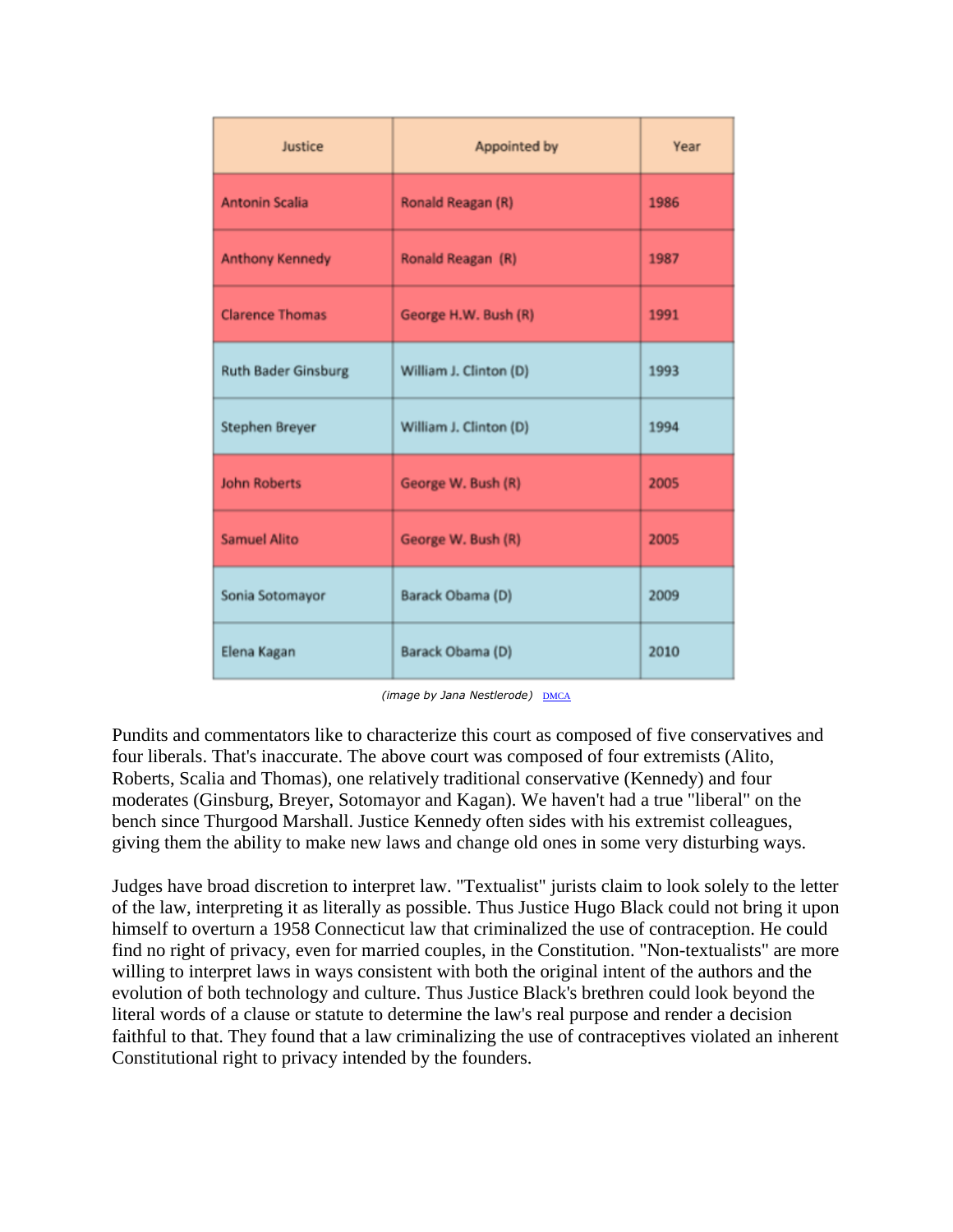| Justice | Appointed by | Year |
|---|---|---|
| Antonin Scalia | Ronald Reagan (R) | 1986 |
| Anthony Kennedy | Ronald Reagan (R) | 1987 |
| Clarence Thomas | George H.W. Bush (R) | 1991 |
| Ruth Bader Ginsburg | William J. Clinton (D) | 1993 |
| Stephen Breyer | William J. Clinton (D) | 1994 |
| John Roberts | George W. Bush (R) | 2005 |
| Samuel Alito | George W. Bush (R) | 2005 |
| Sonia Sotomayor | Barack Obama (D) | 2009 |
| Elena Kagan | Barack Obama (D) | 2010 |

*(image by Jana Nestlerode)* DMCA

Pundits and commentators like to characterize this court as composed of five conservatives and four liberals. That's inaccurate. The above court was composed of four extremists (Alito, Roberts, Scalia and Thomas), one relatively traditional conservative (Kennedy) and four moderates (Ginsburg, Breyer, Sotomayor and Kagan). We haven't had a true "liberal" on the bench since Thurgood Marshall. Justice Kennedy often sides with his extremist colleagues, giving them the ability to make new laws and change old ones in some very disturbing ways.

Judges have broad discretion to interpret law. "Textualist" jurists claim to look solely to the letter of the law, interpreting it as literally as possible. Thus Justice Hugo Black could not bring it upon himself to overturn a 1958 Connecticut law that criminalized the use of contraception. He could find no right of privacy, even for married couples, in the Constitution. "Non-textualists" are more willing to interpret laws in ways consistent with both the original intent of the authors and the evolution of both technology and culture. Thus Justice Black's brethren could look beyond the literal words of a clause or statute to determine the law's real purpose and render a decision faithful to that. They found that a law criminalizing the use of contraceptives violated an inherent Constitutional right to privacy intended by the founders.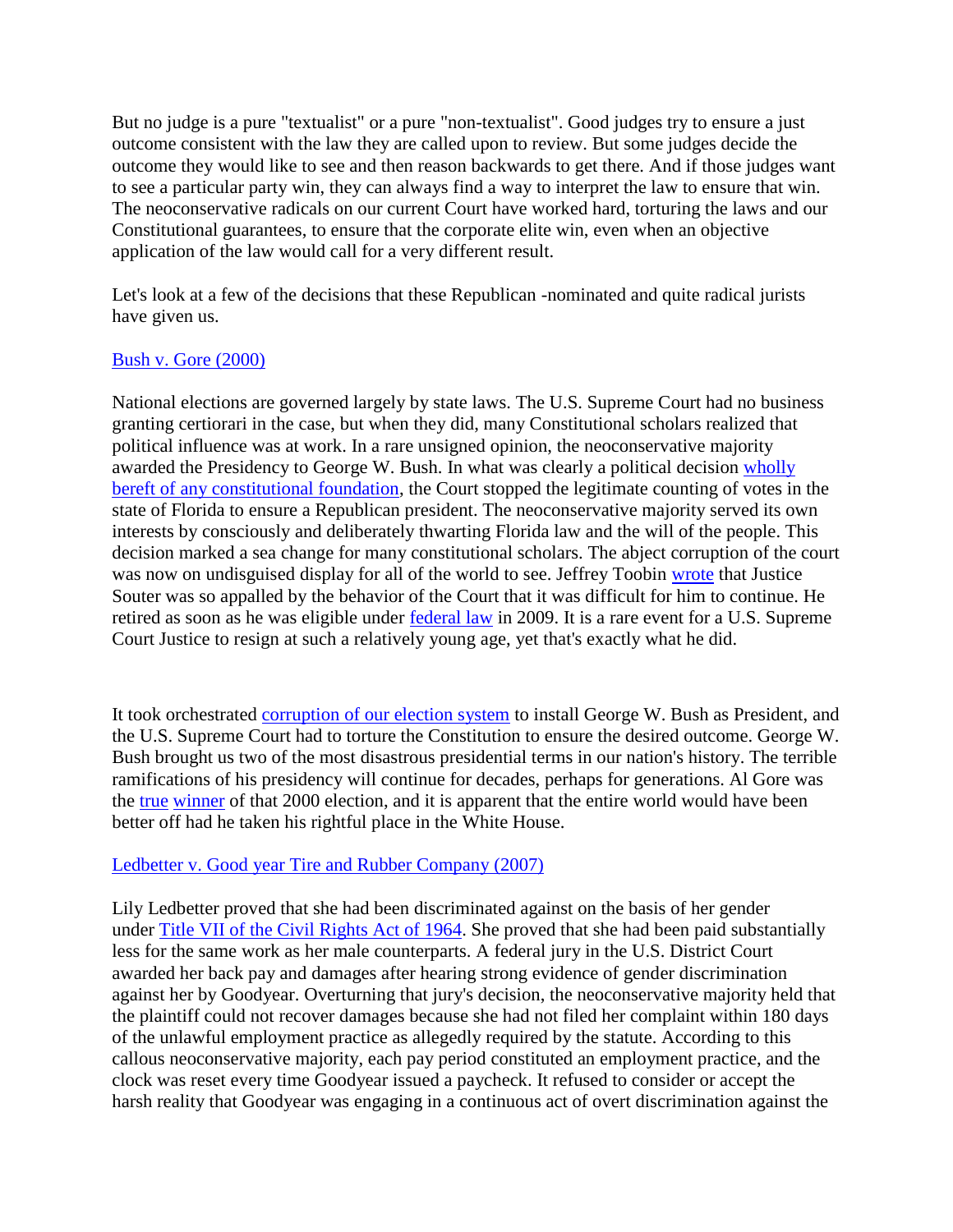But no judge is a pure "textualist" or a pure "non-textualist". Good judges try to ensure a just outcome consistent with the law they are called upon to review. But some judges decide the outcome they would like to see and then reason backwards to get there. And if those judges want to see a particular party win, they can always find a way to interpret the law to ensure that win. The neoconservative radicals on our current Court have worked hard, torturing the laws and our Constitutional guarantees, to ensure that the corporate elite win, even when an objective application of the law would call for a very different result.

Let's look at a few of the decisions that these Republican -nominated and quite radical jurists have given us.

Bush v. Gore (2000)

National elections are governed largely by state laws. The U.S. Supreme Court had no business granting certiorari in the case, but when they did, many Constitutional scholars realized that political influence was at work. In a rare unsigned opinion, the neoconservative majority awarded the Presidency to George W. Bush. In what was clearly a political decision wholly bereft of any constitutional foundation, the Court stopped the legitimate counting of votes in the state of Florida to ensure a Republican president. The neoconservative majority served its own interests by consciously and deliberately thwarting Florida law and the will of the people. This decision marked a sea change for many constitutional scholars. The abject corruption of the court was now on undisguised display for all of the world to see. Jeffrey Toobin wrote that Justice Souter was so appalled by the behavior of the Court that it was difficult for him to continue. He retired as soon as he was eligible under federal law in 2009. It is a rare event for a U.S. Supreme Court Justice to resign at such a relatively young age, yet that's exactly what he did.

It took orchestrated corruption of our election system to install George W. Bush as President, and the U.S. Supreme Court had to torture the Constitution to ensure the desired outcome. George W. Bush brought us two of the most disastrous presidential terms in our nation's history. The terrible ramifications of his presidency will continue for decades, perhaps for generations. Al Gore was the true winner of that 2000 election, and it is apparent that the entire world would have been better off had he taken his rightful place in the White House.

Ledbetter v. Good year Tire and Rubber Company (2007)

Lily Ledbetter proved that she had been discriminated against on the basis of her gender under Title VII of the Civil Rights Act of 1964. She proved that she had been paid substantially less for the same work as her male counterparts. A federal jury in the U.S. District Court awarded her back pay and damages after hearing strong evidence of gender discrimination against her by Goodyear. Overturning that jury's decision, the neoconservative majority held that the plaintiff could not recover damages because she had not filed her complaint within 180 days of the unlawful employment practice as allegedly required by the statute. According to this callous neoconservative majority, each pay period constituted an employment practice, and the clock was reset every time Goodyear issued a paycheck. It refused to consider or accept the harsh reality that Goodyear was engaging in a continuous act of overt discrimination against the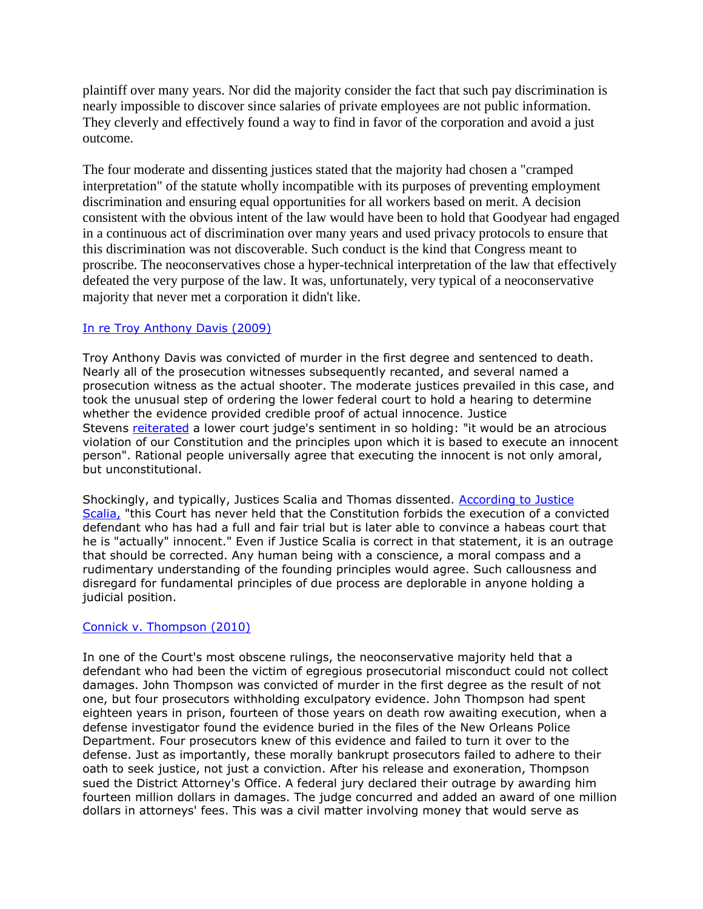plaintiff over many years. Nor did the majority consider the fact that such pay discrimination is nearly impossible to discover since salaries of private employees are not public information. They cleverly and effectively found a way to find in favor of the corporation and avoid a just outcome.

The four moderate and dissenting justices stated that the majority had chosen a "cramped interpretation" of the statute wholly incompatible with its purposes of preventing employment discrimination and ensuring equal opportunities for all workers based on merit. A decision consistent with the obvious intent of the law would have been to hold that Goodyear had engaged in a continuous act of discrimination over many years and used privacy protocols to ensure that this discrimination was not discoverable. Such conduct is the kind that Congress meant to proscribe. The neoconservatives chose a hyper-technical interpretation of the law that effectively defeated the very purpose of the law. It was, unfortunately, very typical of a neoconservative majority that never met a corporation it didn't like.

In re Troy Anthony Davis (2009)

Troy Anthony Davis was convicted of murder in the first degree and sentenced to death. Nearly all of the prosecution witnesses subsequently recanted, and several named a prosecution witness as the actual shooter. The moderate justices prevailed in this case, and took the unusual step of ordering the lower federal court to hold a hearing to determine whether the evidence provided credible proof of actual innocence. Justice Stevens reiterated a lower court judge's sentiment in so holding: "it would be an atrocious violation of our Constitution and the principles upon which it is based to execute an innocent person". Rational people universally agree that executing the innocent is not only amoral, but unconstitutional.

Shockingly, and typically, Justices Scalia and Thomas dissented. According to Justice Scalia, "this Court has never held that the Constitution forbids the execution of a convicted defendant who has had a full and fair trial but is later able to convince a habeas court that he is "actually" innocent." Even if Justice Scalia is correct in that statement, it is an outrage that should be corrected. Any human being with a conscience, a moral compass and a rudimentary understanding of the founding principles would agree. Such callousness and disregard for fundamental principles of due process are deplorable in anyone holding a judicial position.

Connick v. Thompson (2010)

In one of the Court's most obscene rulings, the neoconservative majority held that a defendant who had been the victim of egregious prosecutorial misconduct could not collect damages. John Thompson was convicted of murder in the first degree as the result of not one, but four prosecutors withholding exculpatory evidence. John Thompson had spent eighteen years in prison, fourteen of those years on death row awaiting execution, when a defense investigator found the evidence buried in the files of the New Orleans Police Department. Four prosecutors knew of this evidence and failed to turn it over to the defense. Just as importantly, these morally bankrupt prosecutors failed to adhere to their oath to seek justice, not just a conviction. After his release and exoneration, Thompson sued the District Attorney's Office. A federal jury declared their outrage by awarding him fourteen million dollars in damages. The judge concurred and added an award of one million dollars in attorneys' fees. This was a civil matter involving money that would serve as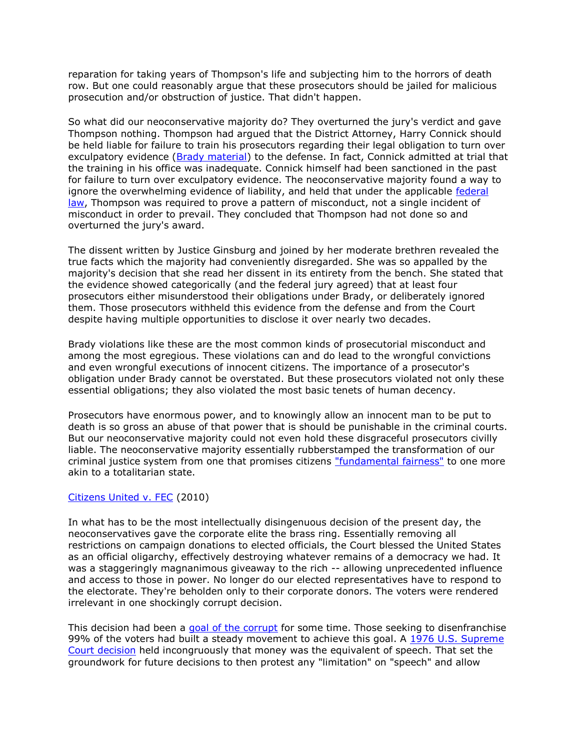reparation for taking years of Thompson's life and subjecting him to the horrors of death row. But one could reasonably argue that these prosecutors should be jailed for malicious prosecution and/or obstruction of justice. That didn't happen.

So what did our neoconservative majority do? They overturned the jury's verdict and gave Thompson nothing. Thompson had argued that the District Attorney, Harry Connick should be held liable for failure to train his prosecutors regarding their legal obligation to turn over exculpatory evidence (Brady material) to the defense. In fact, Connick admitted at trial that the training in his office was inadequate. Connick himself had been sanctioned in the past for failure to turn over exculpatory evidence. The neoconservative majority found a way to ignore the overwhelming evidence of liability, and held that under the applicable federal law, Thompson was required to prove a pattern of misconduct, not a single incident of misconduct in order to prevail. They concluded that Thompson had not done so and overturned the jury's award.

The dissent written by Justice Ginsburg and joined by her moderate brethren revealed the true facts which the majority had conveniently disregarded. She was so appalled by the majority's decision that she read her dissent in its entirety from the bench. She stated that the evidence showed categorically (and the federal jury agreed) that at least four prosecutors either misunderstood their obligations under Brady, or deliberately ignored them. Those prosecutors withheld this evidence from the defense and from the Court despite having multiple opportunities to disclose it over nearly two decades.

Brady violations like these are the most common kinds of prosecutorial misconduct and among the most egregious. These violations can and do lead to the wrongful convictions and even wrongful executions of innocent citizens. The importance of a prosecutor's obligation under Brady cannot be overstated. But these prosecutors violated not only these essential obligations; they also violated the most basic tenets of human decency.

Prosecutors have enormous power, and to knowingly allow an innocent man to be put to death is so gross an abuse of that power that is should be punishable in the criminal courts. But our neoconservative majority could not even hold these disgraceful prosecutors civilly liable. The neoconservative majority essentially rubberstamped the transformation of our criminal justice system from one that promises citizens "fundamental fairness" to one more akin to a totalitarian state.

Citizens United v. FEC (2010)

In what has to be the most intellectually disingenuous decision of the present day, the neoconservatives gave the corporate elite the brass ring. Essentially removing all restrictions on campaign donations to elected officials, the Court blessed the United States as an official oligarchy, effectively destroying whatever remains of a democracy we had. It was a staggeringly magnanimous giveaway to the rich -- allowing unprecedented influence and access to those in power. No longer do our elected representatives have to respond to the electorate. They're beholden only to their corporate donors. The voters were rendered irrelevant in one shockingly corrupt decision.

This decision had been a goal of the corrupt for some time. Those seeking to disenfranchise 99% of the voters had built a steady movement to achieve this goal. A 1976 U.S. Supreme Court decision held incongruously that money was the equivalent of speech. That set the groundwork for future decisions to then protest any "limitation" on "speech" and allow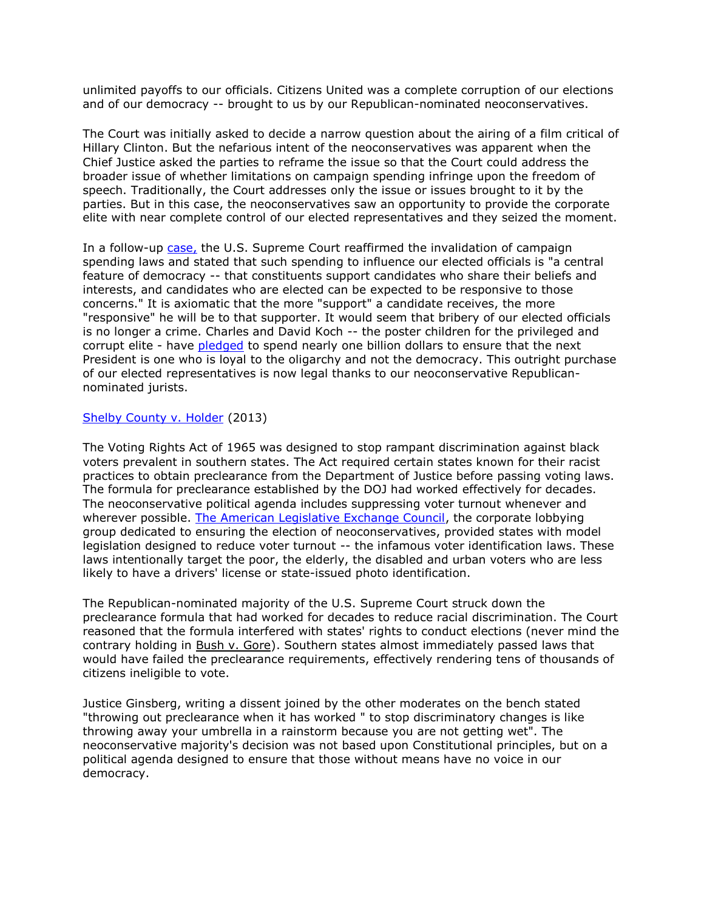unlimited payoffs to our officials. Citizens United was a complete corruption of our elections and of our democracy -- brought to us by our Republican-nominated neoconservatives.

The Court was initially asked to decide a narrow question about the airing of a film critical of Hillary Clinton. But the nefarious intent of the neoconservatives was apparent when the Chief Justice asked the parties to reframe the issue so that the Court could address the broader issue of whether limitations on campaign spending infringe upon the freedom of speech. Traditionally, the Court addresses only the issue or issues brought to it by the parties. But in this case, the neoconservatives saw an opportunity to provide the corporate elite with near complete control of our elected representatives and they seized the moment.

In a follow-up case, the U.S. Supreme Court reaffirmed the invalidation of campaign spending laws and stated that such spending to influence our elected officials is "a central feature of democracy -- that constituents support candidates who share their beliefs and interests, and candidates who are elected can be expected to be responsive to those concerns." It is axiomatic that the more "support" a candidate receives, the more "responsive" he will be to that supporter. It would seem that bribery of our elected officials is no longer a crime. Charles and David Koch -- the poster children for the privileged and corrupt elite - have pledged to spend nearly one billion dollars to ensure that the next President is one who is loyal to the oligarchy and not the democracy. This outright purchase of our elected representatives is now legal thanks to our neoconservative Republican-nominated jurists.

Shelby County v. Holder (2013)

The Voting Rights Act of 1965 was designed to stop rampant discrimination against black voters prevalent in southern states. The Act required certain states known for their racist practices to obtain preclearance from the Department of Justice before passing voting laws. The formula for preclearance established by the DOJ had worked effectively for decades. The neoconservative political agenda includes suppressing voter turnout whenever and wherever possible. The American Legislative Exchange Council, the corporate lobbying group dedicated to ensuring the election of neoconservatives, provided states with model legislation designed to reduce voter turnout -- the infamous voter identification laws. These laws intentionally target the poor, the elderly, the disabled and urban voters who are less likely to have a drivers' license or state-issued photo identification.

The Republican-nominated majority of the U.S. Supreme Court struck down the preclearance formula that had worked for decades to reduce racial discrimination. The Court reasoned that the formula interfered with states' rights to conduct elections (never mind the contrary holding in Bush v. Gore). Southern states almost immediately passed laws that would have failed the preclearance requirements, effectively rendering tens of thousands of citizens ineligible to vote.

Justice Ginsberg, writing a dissent joined by the other moderates on the bench stated "throwing out preclearance when it has worked " to stop discriminatory changes is like throwing away your umbrella in a rainstorm because you are not getting wet". The neoconservative majority's decision was not based upon Constitutional principles, but on a political agenda designed to ensure that those without means have no voice in our democracy.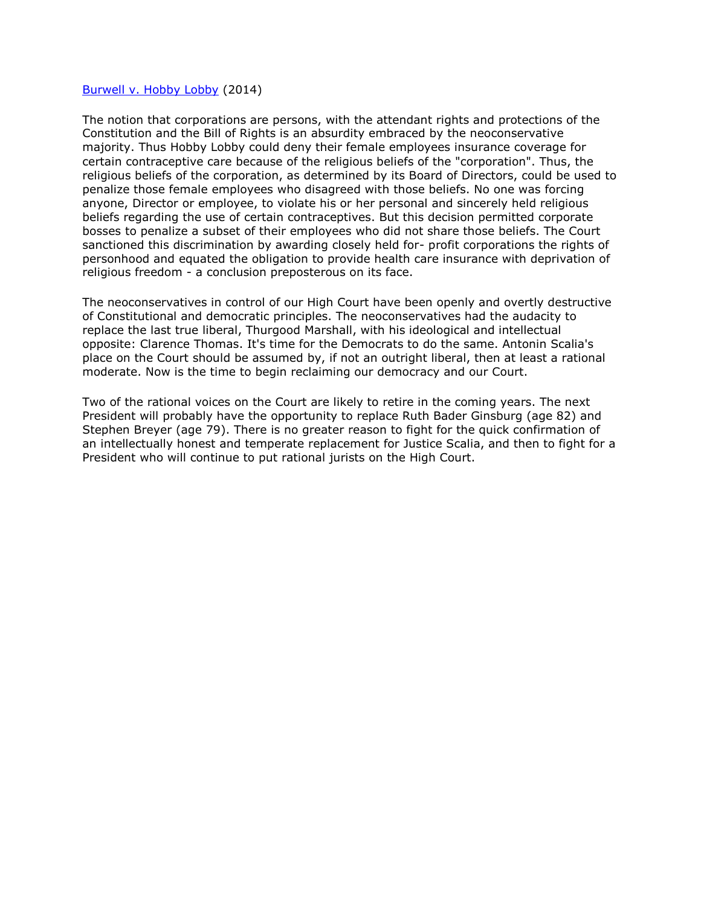[Burwell v. Hobby Lobby](#) (2014)

The notion that corporations are persons, with the attendant rights and protections of the Constitution and the Bill of Rights is an absurdity embraced by the neoconservative majority. Thus Hobby Lobby could deny their female employees insurance coverage for certain contraceptive care because of the religious beliefs of the "corporation". Thus, the religious beliefs of the corporation, as determined by its Board of Directors, could be used to penalize those female employees who disagreed with those beliefs. No one was forcing anyone, Director or employee, to violate his or her personal and sincerely held religious beliefs regarding the use of certain contraceptives. But this decision permitted corporate bosses to penalize a subset of their employees who did not share those beliefs. The Court sanctioned this discrimination by awarding closely held for- profit corporations the rights of personhood and equated the obligation to provide health care insurance with deprivation of religious freedom - a conclusion preposterous on its face.

The neoconservatives in control of our High Court have been openly and overtly destructive of Constitutional and democratic principles. The neoconservatives had the audacity to replace the last true liberal, Thurgood Marshall, with his ideological and intellectual opposite: Clarence Thomas. It's time for the Democrats to do the same. Antonin Scalia's place on the Court should be assumed by, if not an outright liberal, then at least a rational moderate. Now is the time to begin reclaiming our democracy and our Court.

Two of the rational voices on the Court are likely to retire in the coming years. The next President will probably have the opportunity to replace Ruth Bader Ginsburg (age 82) and Stephen Breyer (age 79). There is no greater reason to fight for the quick confirmation of an intellectually honest and temperate replacement for Justice Scalia, and then to fight for a President who will continue to put rational jurists on the High Court.